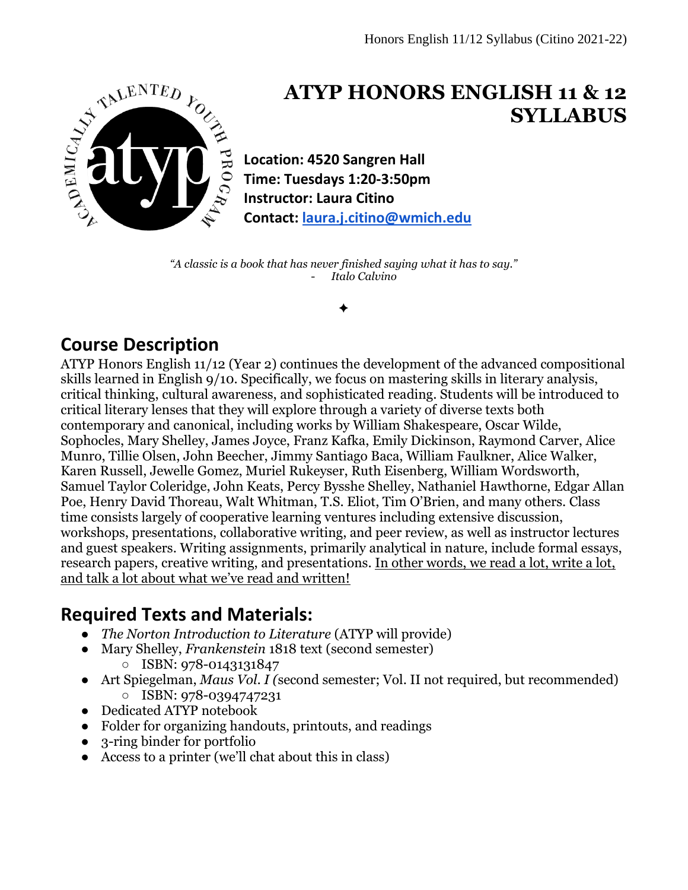# ATYP HONORS ENGLISH 11 & 12 SYLLABUS

**Location: 4520 Sangren Hall**
**Time: Tuesdays 1:20-3:50pm**
**Instructor: Laura Citino**
**Contact: [laura.j.citino@wmich.edu](mailto:laura.j.citino@wmich.edu)**

*"A classic is a book that has never finished saying what it has to say."*
- *Italo Calvino*

✦

## Course Description

ATYP Honors English 11/12 (Year 2) continues the development of the advanced compositional skills learned in English 9/10. Specifically, we focus on mastering skills in literary analysis, critical thinking, cultural awareness, and sophisticated reading. Students will be introduced to critical literary lenses that they will explore through a variety of diverse texts both contemporary and canonical, including works by William Shakespeare, Oscar Wilde, Sophocles, Mary Shelley, James Joyce, Franz Kafka, Emily Dickinson, Raymond Carver, Alice Munro, Tillie Olsen, John Beecher, Jimmy Santiago Baca, William Faulkner, Alice Walker, Karen Russell, Jewelle Gomez, Muriel Rukeyser, Ruth Eisenberg, William Wordsworth, Samuel Taylor Coleridge, John Keats, Percy Bysshe Shelley, Nathaniel Hawthorne, Edgar Allan Poe, Henry David Thoreau, Walt Whitman, T.S. Eliot, Tim O'Brien, and many others. Class time consists largely of cooperative learning ventures including extensive discussion, workshops, presentations, collaborative writing, and peer review, as well as instructor lectures and guest speakers. Writing assignments, primarily analytical in nature, include formal essays, research papers, creative writing, and presentations. <u>In other words, we read a lot, write a lot, and talk a lot about what we've read and written!</u>

## Required Texts and Materials:

- *The Norton Introduction to Literature* (ATYP will provide)
- Mary Shelley, *Frankenstein* 1818 text (second semester)
  - ISBN: 978-0143131847
- Art Spiegelman, *Maus Vol. I (*second semester; Vol. II not required, but recommended)
  - ISBN: 978-0394747231
- Dedicated ATYP notebook
- Folder for organizing handouts, printouts, and readings
- 3-ring binder for portfolio
- Access to a printer (we'll chat about this in class)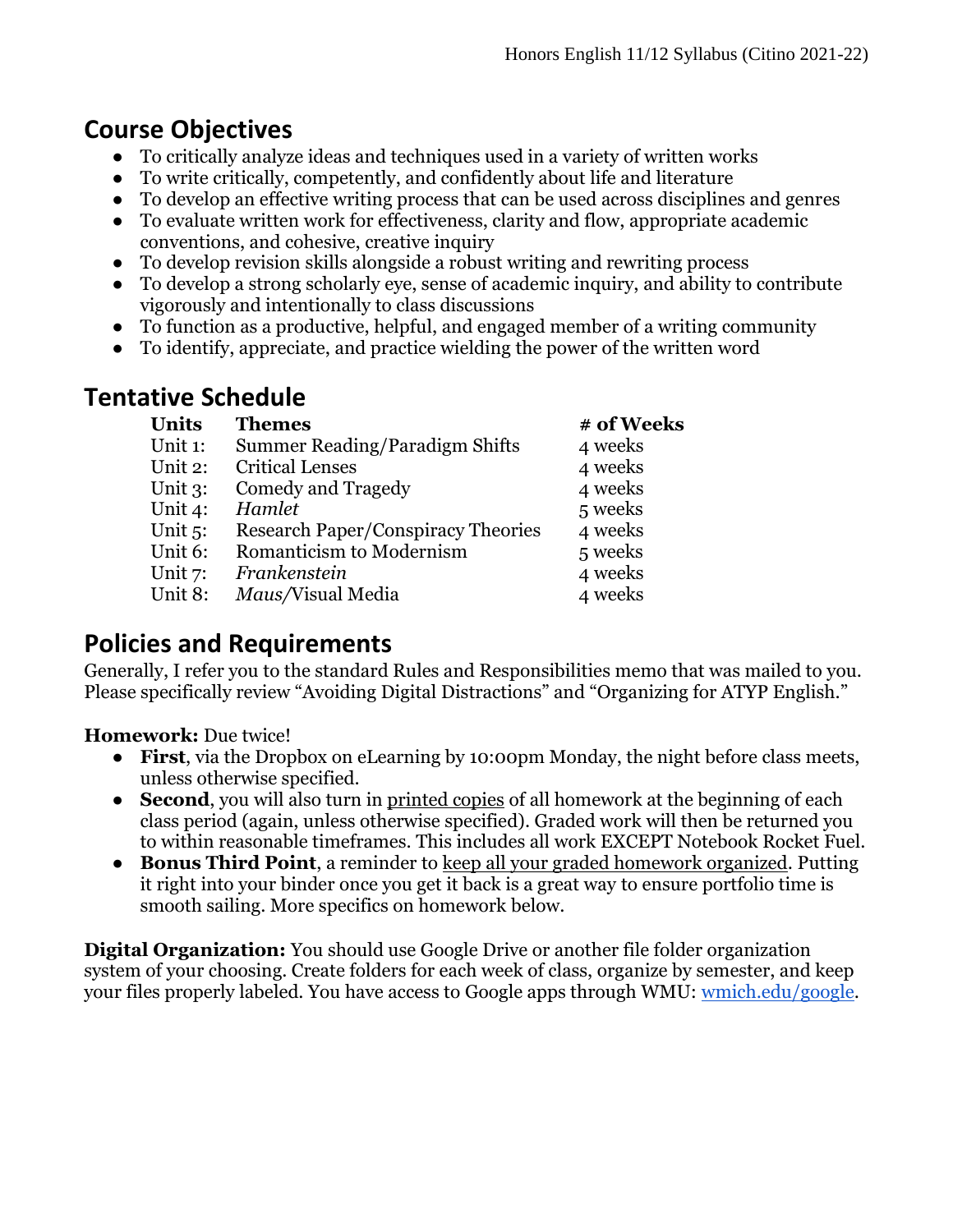## Course Objectives

- To critically analyze ideas and techniques used in a variety of written works
- To write critically, competently, and confidently about life and literature
- To develop an effective writing process that can be used across disciplines and genres
- To evaluate written work for effectiveness, clarity and flow, appropriate academic conventions, and cohesive, creative inquiry
- To develop revision skills alongside a robust writing and rewriting process
- To develop a strong scholarly eye, sense of academic inquiry, and ability to contribute vigorously and intentionally to class discussions
- To function as a productive, helpful, and engaged member of a writing community
- To identify, appreciate, and practice wielding the power of the written word

## Tentative Schedule

| Units | Themes | # of Weeks |
|---|---|---|
| Unit 1: | Summer Reading/Paradigm Shifts | 4 weeks |
| Unit 2: | Critical Lenses | 4 weeks |
| Unit 3: | Comedy and Tragedy | 4 weeks |
| Unit 4: | *Hamlet* | 5 weeks |
| Unit 5: | Research Paper/Conspiracy Theories | 4 weeks |
| Unit 6: | Romanticism to Modernism | 5 weeks |
| Unit 7: | *Frankenstein* | 4 weeks |
| Unit 8: | *Maus*/Visual Media | 4 weeks |

## Policies and Requirements

Generally, I refer you to the standard Rules and Responsibilities memo that was mailed to you. Please specifically review "Avoiding Digital Distractions" and "Organizing for ATYP English."

**Homework:** Due twice!

- **First**, via the Dropbox on eLearning by 10:00pm Monday, the night before class meets, unless otherwise specified.
- **Second**, you will also turn in printed copies of all homework at the beginning of each class period (again, unless otherwise specified). Graded work will then be returned you to within reasonable timeframes. This includes all work EXCEPT Notebook Rocket Fuel.
- **Bonus Third Point**, a reminder to keep all your graded homework organized. Putting it right into your binder once you get it back is a great way to ensure portfolio time is smooth sailing. More specifics on homework below.

**Digital Organization:** You should use Google Drive or another file folder organization system of your choosing. Create folders for each week of class, organize by semester, and keep your files properly labeled. You have access to Google apps through WMU: [wmich.edu/google](wmich.edu/google).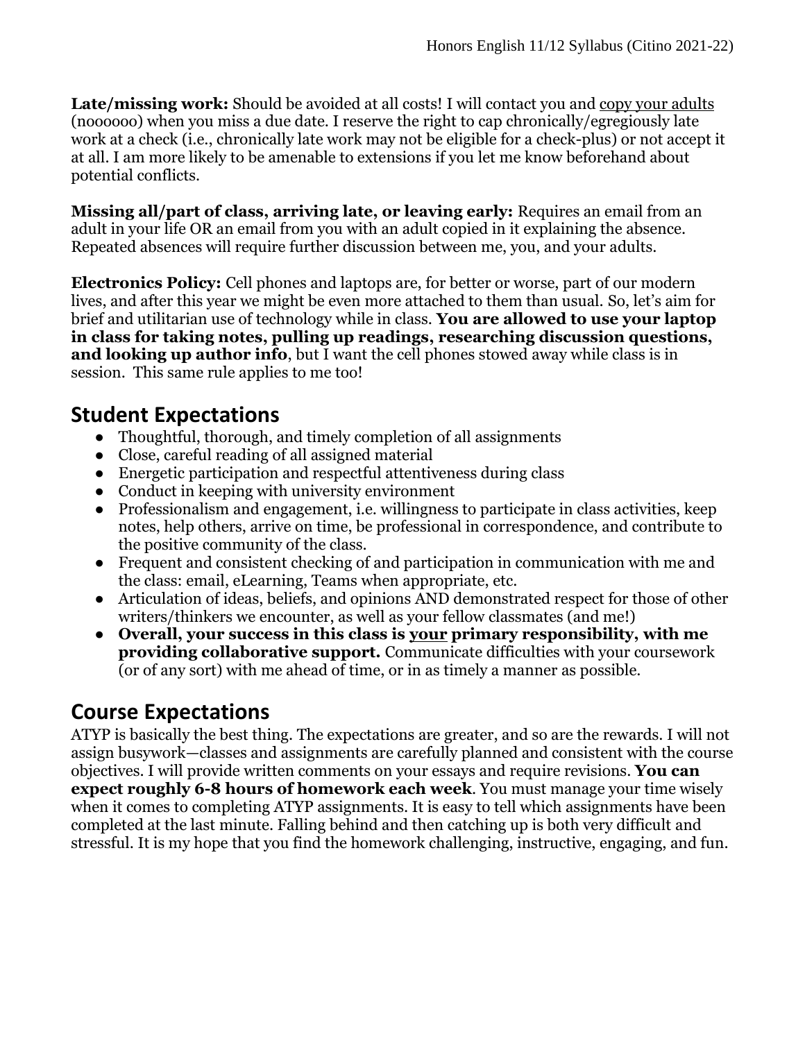**Late/missing work:** Should be avoided at all costs! I will contact you and <u>copy your adults</u> (noooooo) when you miss a due date. I reserve the right to cap chronically/egregiously late work at a check (i.e., chronically late work may not be eligible for a check-plus) or not accept it at all. I am more likely to be amenable to extensions if you let me know beforehand about potential conflicts.

**Missing all/part of class, arriving late, or leaving early:** Requires an email from an adult in your life OR an email from you with an adult copied in it explaining the absence. Repeated absences will require further discussion between me, you, and your adults.

**Electronics Policy:** Cell phones and laptops are, for better or worse, part of our modern lives, and after this year we might be even more attached to them than usual. So, let's aim for brief and utilitarian use of technology while in class. **You are allowed to use your laptop in class for taking notes, pulling up readings, researching discussion questions, and looking up author info**, but I want the cell phones stowed away while class is in session. This same rule applies to me too!

## Student Expectations

- Thoughtful, thorough, and timely completion of all assignments
- Close, careful reading of all assigned material
- Energetic participation and respectful attentiveness during class
- Conduct in keeping with university environment
- Professionalism and engagement, i.e. willingness to participate in class activities, keep notes, help others, arrive on time, be professional in correspondence, and contribute to the positive community of the class.
- Frequent and consistent checking of and participation in communication with me and the class: email, eLearning, Teams when appropriate, etc.
- Articulation of ideas, beliefs, and opinions AND demonstrated respect for those of other writers/thinkers we encounter, as well as your fellow classmates (and me!)
- **Overall, your success in this class is <u>your</u> primary responsibility, with me providing collaborative support.** Communicate difficulties with your coursework (or of any sort) with me ahead of time, or in as timely a manner as possible.

## Course Expectations

ATYP is basically the best thing. The expectations are greater, and so are the rewards. I will not assign busywork—classes and assignments are carefully planned and consistent with the course objectives. I will provide written comments on your essays and require revisions. **You can expect roughly 6-8 hours of homework each week**. You must manage your time wisely when it comes to completing ATYP assignments. It is easy to tell which assignments have been completed at the last minute. Falling behind and then catching up is both very difficult and stressful. It is my hope that you find the homework challenging, instructive, engaging, and fun.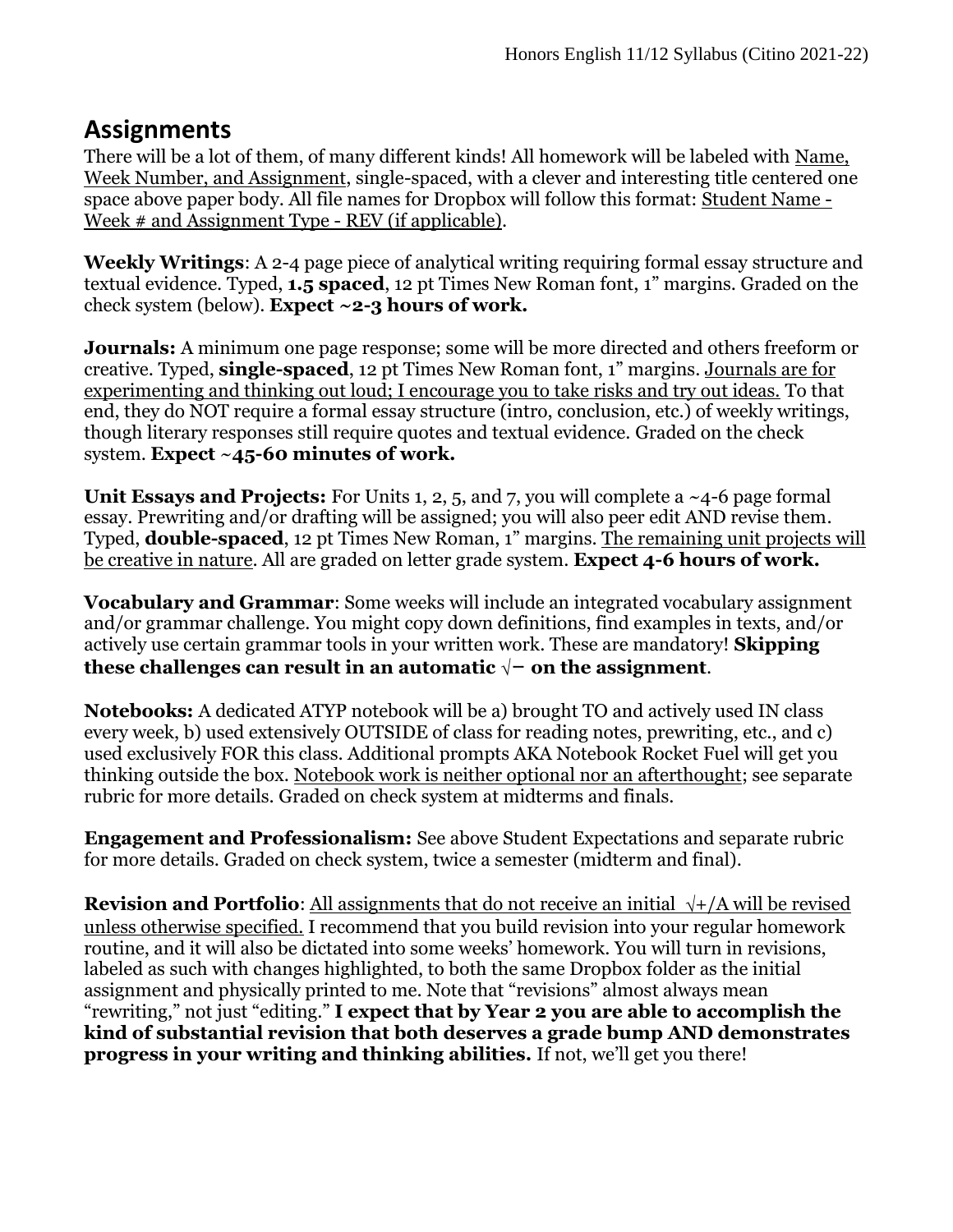## Assignments

There will be a lot of them, of many different kinds! All homework will be labeled with Name, Week Number, and Assignment, single-spaced, with a clever and interesting title centered one space above paper body. All file names for Dropbox will follow this format: Student Name - Week # and Assignment Type - REV (if applicable).

**Weekly Writings**: A 2-4 page piece of analytical writing requiring formal essay structure and textual evidence. Typed, **1.5 spaced**, 12 pt Times New Roman font, 1" margins. Graded on the check system (below). **Expect ~2-3 hours of work.**

**Journals:** A minimum one page response; some will be more directed and others freeform or creative. Typed, **single-spaced**, 12 pt Times New Roman font, 1" margins. Journals are for experimenting and thinking out loud; I encourage you to take risks and try out ideas. To that end, they do NOT require a formal essay structure (intro, conclusion, etc.) of weekly writings, though literary responses still require quotes and textual evidence. Graded on the check system. **Expect ~45-60 minutes of work.**

**Unit Essays and Projects:** For Units 1, 2, 5, and 7, you will complete a ~4-6 page formal essay. Prewriting and/or drafting will be assigned; you will also peer edit AND revise them. Typed, **double-spaced**, 12 pt Times New Roman, 1" margins. The remaining unit projects will be creative in nature. All are graded on letter grade system. **Expect 4-6 hours of work.**

**Vocabulary and Grammar**: Some weeks will include an integrated vocabulary assignment and/or grammar challenge. You might copy down definitions, find examples in texts, and/or actively use certain grammar tools in your written work. These are mandatory! **Skipping these challenges can result in an automatic √− on the assignment**.

**Notebooks:** A dedicated ATYP notebook will be a) brought TO and actively used IN class every week, b) used extensively OUTSIDE of class for reading notes, prewriting, etc., and c) used exclusively FOR this class. Additional prompts AKA Notebook Rocket Fuel will get you thinking outside the box. Notebook work is neither optional nor an afterthought; see separate rubric for more details. Graded on check system at midterms and finals.

**Engagement and Professionalism:** See above Student Expectations and separate rubric for more details. Graded on check system, twice a semester (midterm and final).

**Revision and Portfolio**: All assignments that do not receive an initial √+/A will be revised unless otherwise specified. I recommend that you build revision into your regular homework routine, and it will also be dictated into some weeks' homework. You will turn in revisions, labeled as such with changes highlighted, to both the same Dropbox folder as the initial assignment and physically printed to me. Note that "revisions" almost always mean "rewriting," not just "editing." **I expect that by Year 2 you are able to accomplish the kind of substantial revision that both deserves a grade bump AND demonstrates progress in your writing and thinking abilities.** If not, we'll get you there!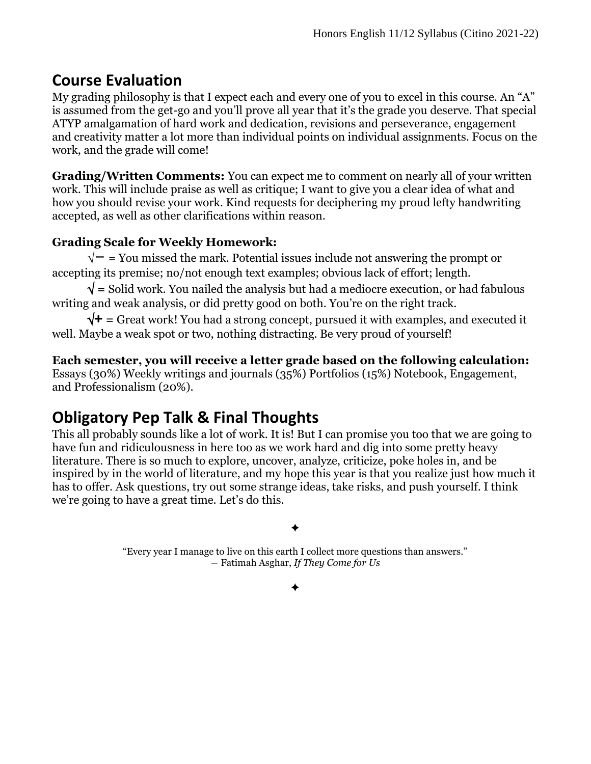## Course Evaluation

My grading philosophy is that I expect each and every one of you to excel in this course. An "A" is assumed from the get-go and you'll prove all year that it's the grade you deserve. That special ATYP amalgamation of hard work and dedication, revisions and perseverance, engagement and creativity matter a lot more than individual points on individual assignments. Focus on the work, and the grade will come!

**Grading/Written Comments:** You can expect me to comment on nearly all of your written work. This will include praise as well as critique; I want to give you a clear idea of what and how you should revise your work. Kind requests for deciphering my proud lefty handwriting accepted, as well as other clarifications within reason.

**Grading Scale for Weekly Homework:**

√**–** = You missed the mark. Potential issues include not answering the prompt or accepting its premise; no/not enough text examples; obvious lack of effort; length.

**√** = Solid work. You nailed the analysis but had a mediocre execution, or had fabulous writing and weak analysis, or did pretty good on both. You're on the right track.

**√+** = Great work! You had a strong concept, pursued it with examples, and executed it well. Maybe a weak spot or two, nothing distracting. Be very proud of yourself!

**Each semester, you will receive a letter grade based on the following calculation:** Essays (30%) Weekly writings and journals (35%) Portfolios (15%) Notebook, Engagement, and Professionalism (20%).

## Obligatory Pep Talk & Final Thoughts

This all probably sounds like a lot of work. It is! But I can promise you too that we are going to have fun and ridiculousness in here too as we work hard and dig into some pretty heavy literature. There is so much to explore, uncover, analyze, criticize, poke holes in, and be inspired by in the world of literature, and my hope this year is that you realize just how much it has to offer. Ask questions, try out some strange ideas, take risks, and push yourself. I think we're going to have a great time. Let's do this.

✦

"Every year I manage to live on this earth I collect more questions than answers."
– Fatimah Asghar, *If They Come for Us*

✦